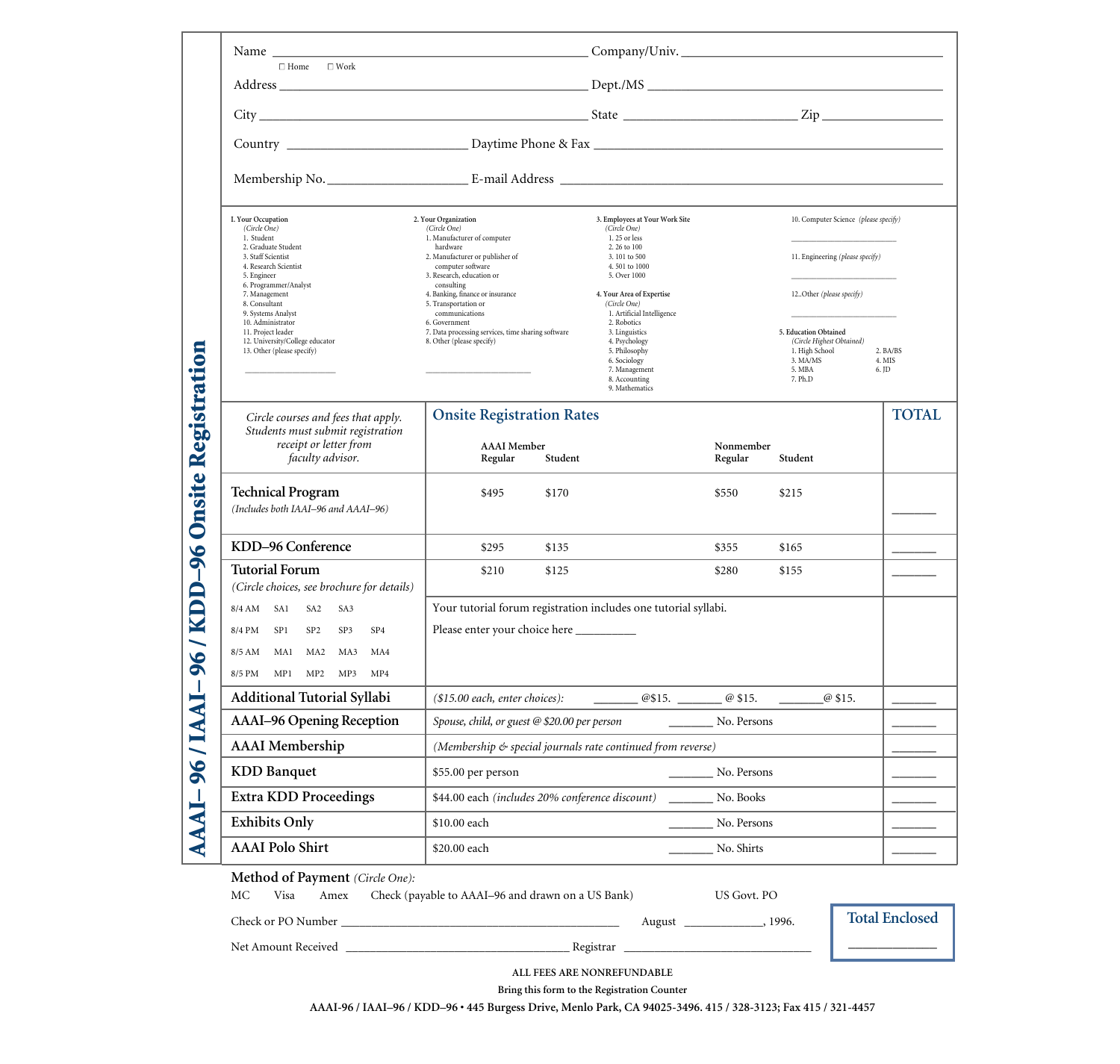# AAAI–96 / IAAI–96 / KDD–96 Onsite Registration

Name ______________________ Company/Univ. ______________________

☐ Home ☐ Work

Address ______________________ Dept./MS ______________________

City ______________________ State ____________ Zip ____________

Country ____________ Daytime Phone & Fax ______________________

Membership No. ____________ E-mail Address ______________________

**1. Your Occupation**
*(Circle One)*
1. Student
2. Graduate Student
3. Staff Scientist
4. Research Scientist
5. Engineer
6. Programmer/Analyst
7. Management
8. Consultant
9. Systems Analyst
10. Administrator
11. Project leader
12. University/College educator
13. Other (please specify)

____________

**2. Your Organization**
*(Circle One)*
1. Manufacturer of computer hardware
2. Manufacturer or publisher of computer software
3. Research, education or consulting
4. Banking, finance or insurance
5. Transportation or communications
6. Government
7. Data processing services, time sharing software
8. Other (please specify)

____________

**3. Employees at Your Work Site**
*(Circle One)*
1. 25 or less
2. 26 to 100
3. 101 to 500
4. 501 to 1000
5. Over 1000

**4. Your Area of Expertise**
*(Circle One)*
1. Artificial Intelligence
2. Robotics
3. Linguistics
4. Psychology
5. Philosophy
6. Sociology
7. Management
8. Accounting
9. Mathematics
10. Computer Science *(please specify)* ____________
11. Engineering *(please specify)* ____________
12. Other *(please specify)* ____________

**5. Education Obtained**
*(Circle Highest Obtained)*
1. High School
2. BA/BS
3. MA/MS
4. MIS
5. MBA
6. JD
7. Ph.D

| *Circle courses and fees that apply. Students must submit registration receipt or letter from faculty advisor.* | **Onsite Registration Rates** | | | | **TOTAL** |
|---|---|---|---|---|---|
| | AAAI Member Regular | AAAI Member Student | Nonmember Regular | Nonmember Student | |
| **Technical Program** *(Includes both IAAI–96 and AAAI–96)* | $495 | $170 | $550 | $215 | ______ |
| **KDD–96 Conference** | $295 | $135 | $355 | $165 | ______ |
| **Tutorial Forum** *(Circle choices, see brochure for details)* | $210 | $125 | $280 | $155 | ______ |
| 8/4 AM SA1 SA2 SA3<br>8/4 PM SP1 SP2 SP3 SP4<br>8/5 AM MA1 MA2 MA3 MA4<br>8/5 PM MP1 MP2 MP3 MP4 | Your tutorial forum registration includes one tutorial syllabi.<br>Please enter your choice here ________ | | | | |
| **Additional Tutorial Syllabi** | *($15.00 each, enter choices):* ______ @$15. ______ @ $15. ______ @ $15. | | | | ______ |
| **AAAI–96 Opening Reception** | *Spouse, child, or guest @ $20.00 per person* ______ No. Persons | | | | ______ |
| **AAAI Membership** | *(Membership & special journals rate continued from reverse)* | | | | ______ |
| **KDD Banquet** | $55.00 per person ______ No. Persons | | | | ______ |
| **Extra KDD Proceedings** | $44.00 each *(includes 20% conference discount)* ______ No. Books | | | | ______ |
| **Exhibits Only** | $10.00 each ______ No. Persons | | | | ______ |
| **AAAI Polo Shirt** | $20.00 each ______ No. Shirts | | | | ______ |

**Method of Payment** *(Circle One):*

MC  Visa  Amex  Check (payable to AAAI–96 and drawn on a US Bank)  US Govt. PO

Check or PO Number ______________________ August ________, 1996.

Net Amount Received ______________________ Registrar ______________________

**Total Enclosed** ____________

ALL FEES ARE NONREFUNDABLE

Bring this form to the Registration Counter

AAAI-96 / IAAI–96 / KDD–96 • 445 Burgess Drive, Menlo Park, CA 94025-3496. 415 / 328-3123; Fax 415 / 321-4457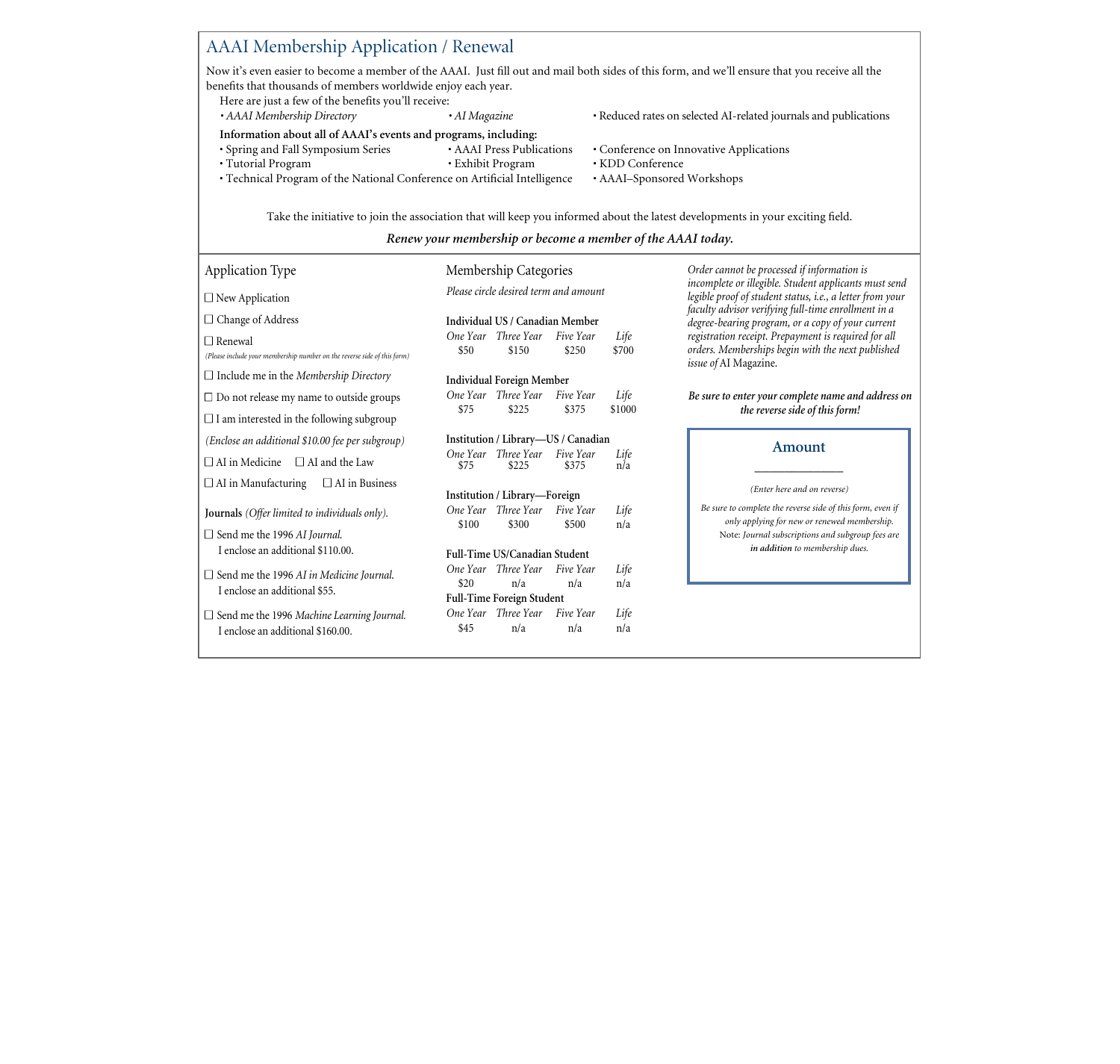# AAAI Membership Application / Renewal

Now it's even easier to become a member of the AAAI. Just fill out and mail both sides of this form, and we'll ensure that you receive all the benefits that thousands of members worldwide enjoy each year.

Here are just a few of the benefits you'll receive:

- *AAAI Membership Directory*
- *AI Magazine*
- Reduced rates on selected AI-related journals and publications

**Information about all of AAAI's events and programs, including:**

- Spring and Fall Symposium Series
- AAAI Press Publications
- Conference on Innovative Applications
- Tutorial Program
- Exhibit Program
- KDD Conference
- Technical Program of the National Conference on Artificial Intelligence
- AAAI–Sponsored Workshops

Take the initiative to join the association that will keep you informed about the latest developments in your exciting field.

***Renew your membership or become a member of the AAAI today.***

## Application Type

☐ New Application

☐ Change of Address

☐ Renewal
*(Please include your membership number on the reverse side of this form)*

☐ Include me in the *Membership Directory*

☐ Do not release my name to outside groups

☐ I am interested in the following subgroup

*(Enclose an additional $10.00 fee per subgroup)*

☐ AI in Medicine ☐ AI and the Law

☐ AI in Manufacturing ☐ AI in Business

**Journals** *(Offer limited to individuals only).*

☐ Send me the 1996 *AI Journal.*
I enclose an additional $110.00.

☐ Send me the 1996 *AI in Medicine Journal.*
I enclose an additional $55.

☐ Send me the 1996 *Machine Learning Journal.*
I enclose an additional $160.00.

## Membership Categories

*Please circle desired term and amount*

**Individual US / Canadian Member**

| *One Year* | *Three Year* | *Five Year* | *Life* |
|---|---|---|---|
| $50 | $150 | $250 | $700 |

**Individual Foreign Member**

| *One Year* | *Three Year* | *Five Year* | *Life* |
|---|---|---|---|
| $75 | $225 | $375 | $1000 |

**Institution / Library—US / Canadian**

| *One Year* | *Three Year* | *Five Year* | *Life* |
|---|---|---|---|
| $75 | $225 | $375 | n/a |

**Institution / Library—Foreign**

| *One Year* | *Three Year* | *Five Year* | *Life* |
|---|---|---|---|
| $100 | $300 | $500 | n/a |

**Full-Time US/Canadian Student**

| *One Year* | *Three Year* | *Five Year* | *Life* |
|---|---|---|---|
| $20 | n/a | n/a | n/a |

**Full-Time Foreign Student**

| *One Year* | *Three Year* | *Five Year* | *Life* |
|---|---|---|---|
| $45 | n/a | n/a | n/a |

*Order cannot be processed if information is incomplete or illegible. Student applicants must send legible proof of student status, i.e., a letter from your faculty advisor verifying full-time enrollment in a degree-bearing program, or a copy of your current registration receipt. Prepayment is required for all orders. Memberships begin with the next published issue of* AI Magazine.

***Be sure to enter your complete name and address on the reverse side of this form!***

## Amount

\_\_\_\_\_\_\_\_\_\_\_\_\_\_

*(Enter here and on reverse)*

*Be sure to complete the reverse side of this form, even if only applying for new or renewed membership.*
Note: *Journal subscriptions and subgroup fees are* ***in addition*** *to membership dues.*